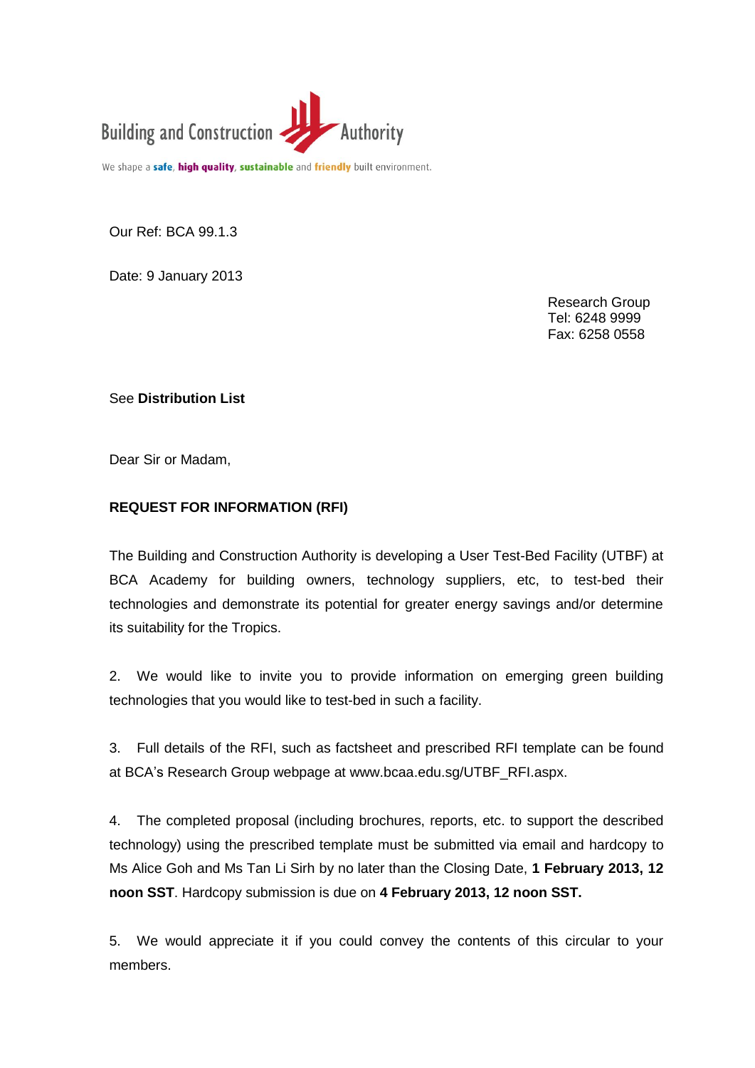Building and Construction Authority

We shape a **safe**, **high quality**, **sustainable** and **friendly** built environment.

Our Ref: BCA 99.1.3

Date: 9 January 2013

Research Group
Tel: 6248 9999
Fax: 6258 0558

See **Distribution List**

Dear Sir or Madam,

**REQUEST FOR INFORMATION (RFI)**

The Building and Construction Authority is developing a User Test-Bed Facility (UTBF) at BCA Academy for building owners, technology suppliers, etc, to test-bed their technologies and demonstrate its potential for greater energy savings and/or determine its suitability for the Tropics.

2. We would like to invite you to provide information on emerging green building technologies that you would like to test-bed in such a facility.

3. Full details of the RFI, such as factsheet and prescribed RFI template can be found at BCA's Research Group webpage at www.bcaa.edu.sg/UTBF_RFI.aspx.

4. The completed proposal (including brochures, reports, etc. to support the described technology) using the prescribed template must be submitted via email and hardcopy to Ms Alice Goh and Ms Tan Li Sirh by no later than the Closing Date, **1 February 2013, 12 noon SST**. Hardcopy submission is due on **4 February 2013, 12 noon SST.**

5. We would appreciate it if you could convey the contents of this circular to your members.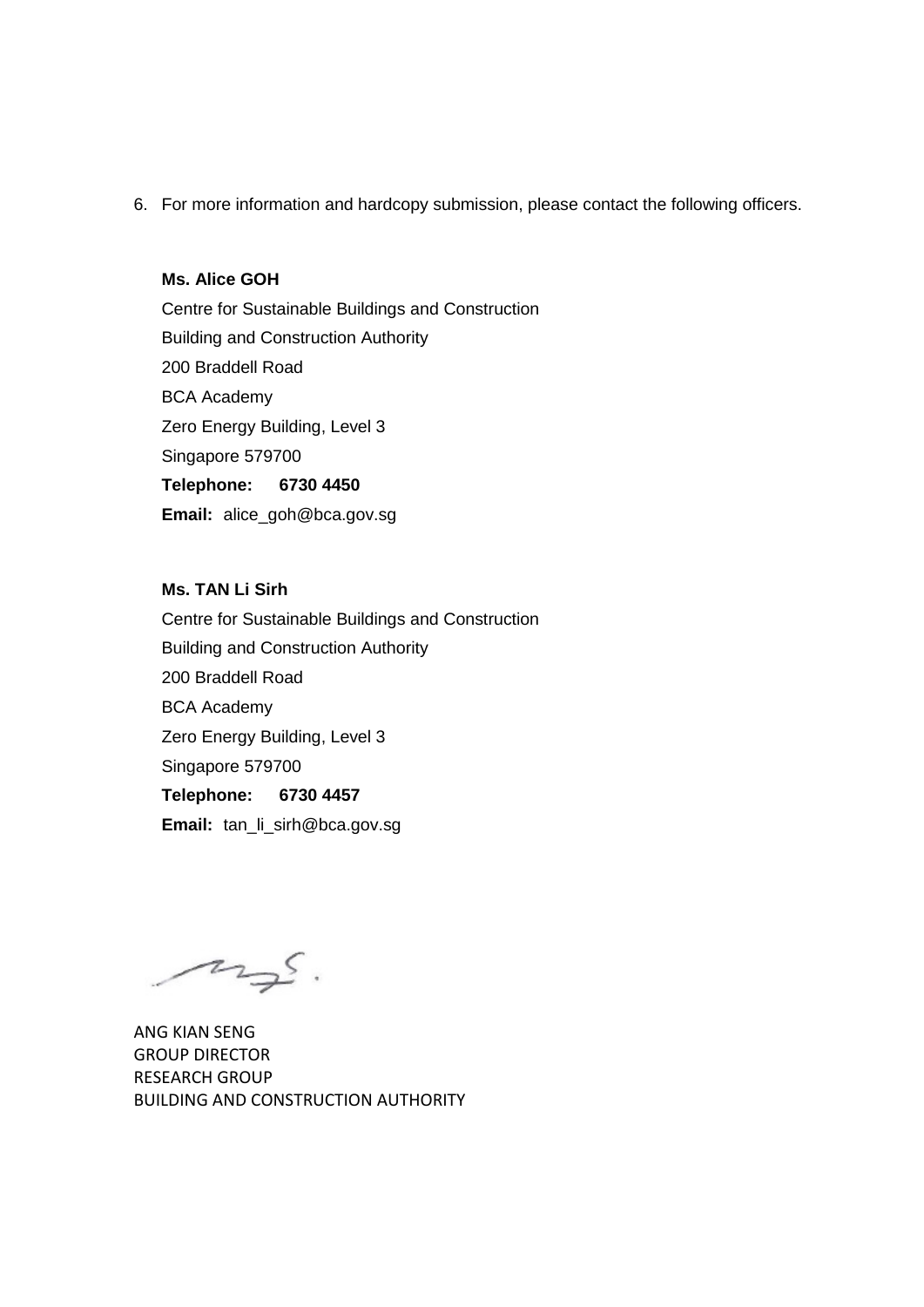6. For more information and hardcopy submission, please contact the following officers.

**Ms. Alice GOH**
Centre for Sustainable Buildings and Construction
Building and Construction Authority
200 Braddell Road
BCA Academy
Zero Energy Building, Level 3
Singapore 579700
**Telephone: 6730 4450**
**Email:** alice_goh@bca.gov.sg

**Ms. TAN Li Sirh**
Centre for Sustainable Buildings and Construction
Building and Construction Authority
200 Braddell Road
BCA Academy
Zero Energy Building, Level 3
Singapore 579700
**Telephone: 6730 4457**
**Email:** tan_li_sirh@bca.gov.sg

ANG KIAN SENG
GROUP DIRECTOR
RESEARCH GROUP
BUILDING AND CONSTRUCTION AUTHORITY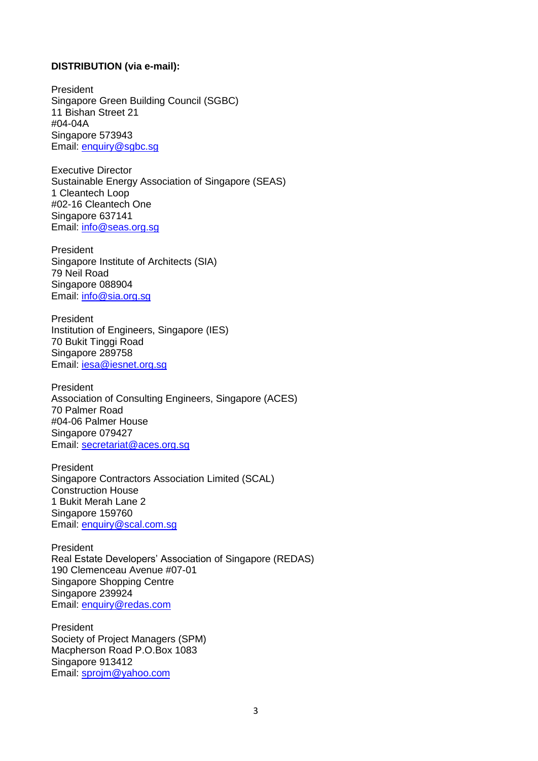**DISTRIBUTION (via e-mail):**

President  
Singapore Green Building Council (SGBC)  
11 Bishan Street 21  
#04-04A  
Singapore 573943  
Email: enquiry@sgbc.sg

Executive Director  
Sustainable Energy Association of Singapore (SEAS)  
1 Cleantech Loop  
#02-16 Cleantech One  
Singapore 637141  
Email: info@seas.org.sg

President  
Singapore Institute of Architects (SIA)  
79 Neil Road  
Singapore 088904  
Email: info@sia.org.sg

President  
Institution of Engineers, Singapore (IES)  
70 Bukit Tinggi Road  
Singapore 289758  
Email: iesa@iesnet.org.sg

President  
Association of Consulting Engineers, Singapore (ACES)  
70 Palmer Road  
#04-06 Palmer House  
Singapore 079427  
Email: secretariat@aces.org.sg

President  
Singapore Contractors Association Limited (SCAL)  
Construction House  
1 Bukit Merah Lane 2  
Singapore 159760  
Email: enquiry@scal.com.sg

President  
Real Estate Developers' Association of Singapore (REDAS)  
190 Clemenceau Avenue #07-01  
Singapore Shopping Centre  
Singapore 239924  
Email: enquiry@redas.com

President  
Society of Project Managers (SPM)  
Macpherson Road P.O.Box 1083  
Singapore 913412  
Email: sprojm@yahoo.com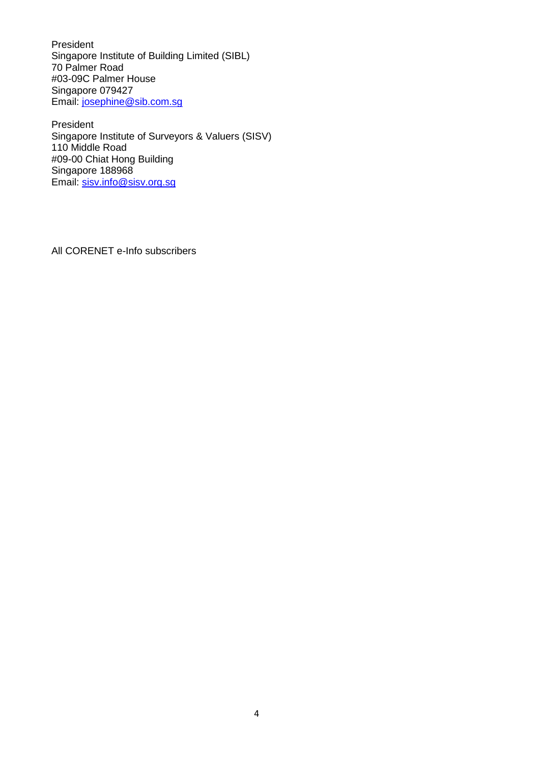President
Singapore Institute of Building Limited (SIBL)
70 Palmer Road
#03-09C Palmer House
Singapore 079427
Email: josephine@sib.com.sg

President
Singapore Institute of Surveyors & Valuers (SISV)
110 Middle Road
#09-00 Chiat Hong Building
Singapore 188968
Email: sisv.info@sisv.org.sg

All CORENET e-Info subscribers